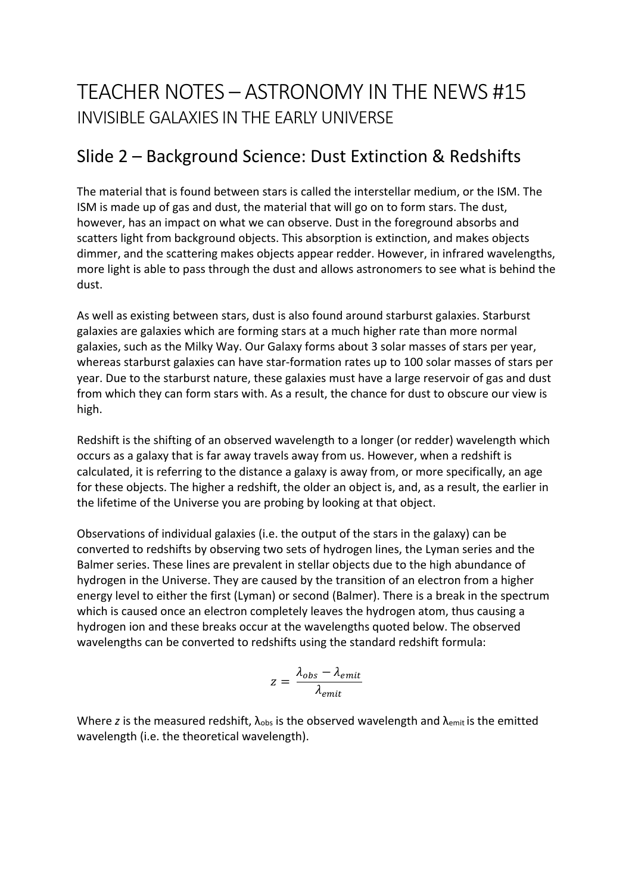# TEACHER NOTES – ASTRONOMY IN THE NEWS #15

INVISIBLE GALAXIES IN THE EARLY UNIVERSE

## Slide 2 – Background Science: Dust Extinction & Redshifts

The material that is found between stars is called the interstellar medium, or the ISM. The ISM is made up of gas and dust, the material that will go on to form stars. The dust, however, has an impact on what we can observe. Dust in the foreground absorbs and scatters light from background objects. This absorption is extinction, and makes objects dimmer, and the scattering makes objects appear redder. However, in infrared wavelengths, more light is able to pass through the dust and allows astronomers to see what is behind the dust.

As well as existing between stars, dust is also found around starburst galaxies. Starburst galaxies are galaxies which are forming stars at a much higher rate than more normal galaxies, such as the Milky Way. Our Galaxy forms about 3 solar masses of stars per year, whereas starburst galaxies can have star-formation rates up to 100 solar masses of stars per year. Due to the starburst nature, these galaxies must have a large reservoir of gas and dust from which they can form stars with. As a result, the chance for dust to obscure our view is high.

Redshift is the shifting of an observed wavelength to a longer (or redder) wavelength which occurs as a galaxy that is far away travels away from us. However, when a redshift is calculated, it is referring to the distance a galaxy is away from, or more specifically, an age for these objects. The higher a redshift, the older an object is, and, as a result, the earlier in the lifetime of the Universe you are probing by looking at that object.

Observations of individual galaxies (i.e. the output of the stars in the galaxy) can be converted to redshifts by observing two sets of hydrogen lines, the Lyman series and the Balmer series. These lines are prevalent in stellar objects due to the high abundance of hydrogen in the Universe. They are caused by the transition of an electron from a higher energy level to either the first (Lyman) or second (Balmer). There is a break in the spectrum which is caused once an electron completely leaves the hydrogen atom, thus causing a hydrogen ion and these breaks occur at the wavelengths quoted below. The observed wavelengths can be converted to redshifts using the standard redshift formula:

$$z = \frac{\lambda_{obs} - \lambda_{emit}}{\lambda_{emit}}$$

Where $z$ is the measured redshift, $\lambda_{obs}$ is the observed wavelength and $\lambda_{emit}$ is the emitted wavelength (i.e. the theoretical wavelength).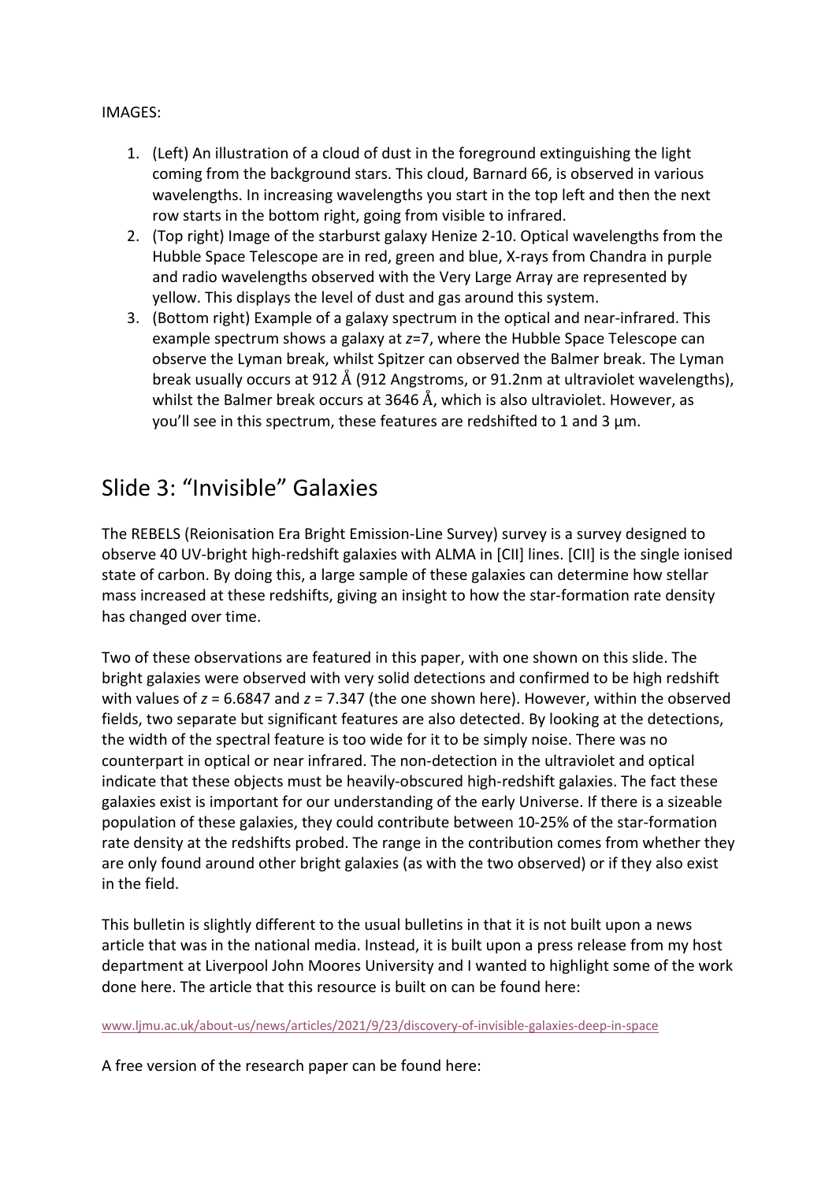IMAGES:

1. (Left) An illustration of a cloud of dust in the foreground extinguishing the light coming from the background stars. This cloud, Barnard 66, is observed in various wavelengths. In increasing wavelengths you start in the top left and then the next row starts in the bottom right, going from visible to infrared.
2. (Top right) Image of the starburst galaxy Henize 2-10. Optical wavelengths from the Hubble Space Telescope are in red, green and blue, X-rays from Chandra in purple and radio wavelengths observed with the Very Large Array are represented by yellow. This displays the level of dust and gas around this system.
3. (Bottom right) Example of a galaxy spectrum in the optical and near-infrared. This example spectrum shows a galaxy at $z$=7, where the Hubble Space Telescope can observe the Lyman break, whilst Spitzer can observed the Balmer break. The Lyman break usually occurs at 912 Å (912 Angstroms, or 91.2nm at ultraviolet wavelengths), whilst the Balmer break occurs at 3646 Å, which is also ultraviolet. However, as you'll see in this spectrum, these features are redshifted to 1 and 3 µm.

## Slide 3: "Invisible" Galaxies

The REBELS (Reionisation Era Bright Emission-Line Survey) survey is a survey designed to observe 40 UV-bright high-redshift galaxies with ALMA in [CII] lines. [CII] is the single ionised state of carbon. By doing this, a large sample of these galaxies can determine how stellar mass increased at these redshifts, giving an insight to how the star-formation rate density has changed over time.

Two of these observations are featured in this paper, with one shown on this slide. The bright galaxies were observed with very solid detections and confirmed to be high redshift with values of $z$ = 6.6847 and $z$ = 7.347 (the one shown here). However, within the observed fields, two separate but significant features are also detected. By looking at the detections, the width of the spectral feature is too wide for it to be simply noise. There was no counterpart in optical or near infrared. The non-detection in the ultraviolet and optical indicate that these objects must be heavily-obscured high-redshift galaxies. The fact these galaxies exist is important for our understanding of the early Universe. If there is a sizeable population of these galaxies, they could contribute between 10-25% of the star-formation rate density at the redshifts probed. The range in the contribution comes from whether they are only found around other bright galaxies (as with the two observed) or if they also exist in the field.

This bulletin is slightly different to the usual bulletins in that it is not built upon a news article that was in the national media. Instead, it is built upon a press release from my host department at Liverpool John Moores University and I wanted to highlight some of the work done here. The article that this resource is built on can be found here:

www.ljmu.ac.uk/about-us/news/articles/2021/9/23/discovery-of-invisible-galaxies-deep-in-space

A free version of the research paper can be found here: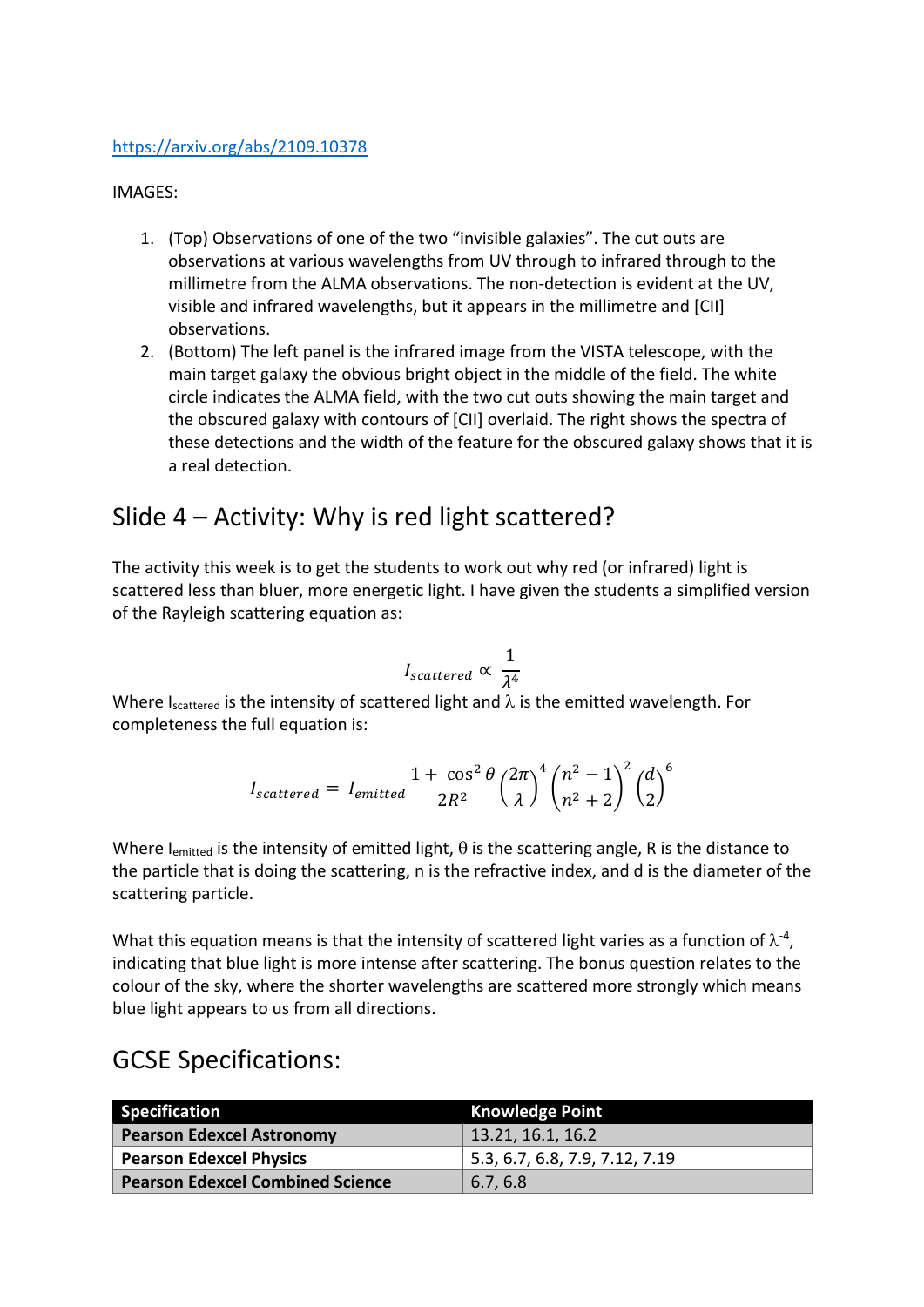https://arxiv.org/abs/2109.10378

IMAGES:

1. (Top) Observations of one of the two "invisible galaxies". The cut outs are observations at various wavelengths from UV through to infrared through to the millimetre from the ALMA observations. The non-detection is evident at the UV, visible and infrared wavelengths, but it appears in the millimetre and [CII] observations.
2. (Bottom) The left panel is the infrared image from the VISTA telescope, with the main target galaxy the obvious bright object in the middle of the field. The white circle indicates the ALMA field, with the two cut outs showing the main target and the obscured galaxy with contours of [CII] overlaid. The right shows the spectra of these detections and the width of the feature for the obscured galaxy shows that it is a real detection.

## Slide 4 – Activity: Why is red light scattered?

The activity this week is to get the students to work out why red (or infrared) light is scattered less than bluer, more energetic light. I have given the students a simplified version of the Rayleigh scattering equation as:

$$I_{scattered} \propto \frac{1}{\lambda^4}$$

Where $I_{scattered}$ is the intensity of scattered light and $\lambda$ is the emitted wavelength. For completeness the full equation is:

$$I_{scattered} = I_{emitted} \frac{1 + \cos^2\theta}{2R^2} \left(\frac{2\pi}{\lambda}\right)^4 \left(\frac{n^2 - 1}{n^2 + 2}\right)^2 \left(\frac{d}{2}\right)^6$$

Where $I_{emitted}$ is the intensity of emitted light, $\theta$ is the scattering angle, R is the distance to the particle that is doing the scattering, n is the refractive index, and d is the diameter of the scattering particle.

What this equation means is that the intensity of scattered light varies as a function of $\lambda^{-4}$, indicating that blue light is more intense after scattering. The bonus question relates to the colour of the sky, where the shorter wavelengths are scattered more strongly which means blue light appears to us from all directions.

## GCSE Specifications:

| Specification | Knowledge Point |
| --- | --- |
| **Pearson Edexcel Astronomy** | 13.21, 16.1, 16.2 |
| **Pearson Edexcel Physics** | 5.3, 6.7, 6.8, 7.9, 7.12, 7.19 |
| **Pearson Edexcel Combined Science** | 6.7, 6.8 |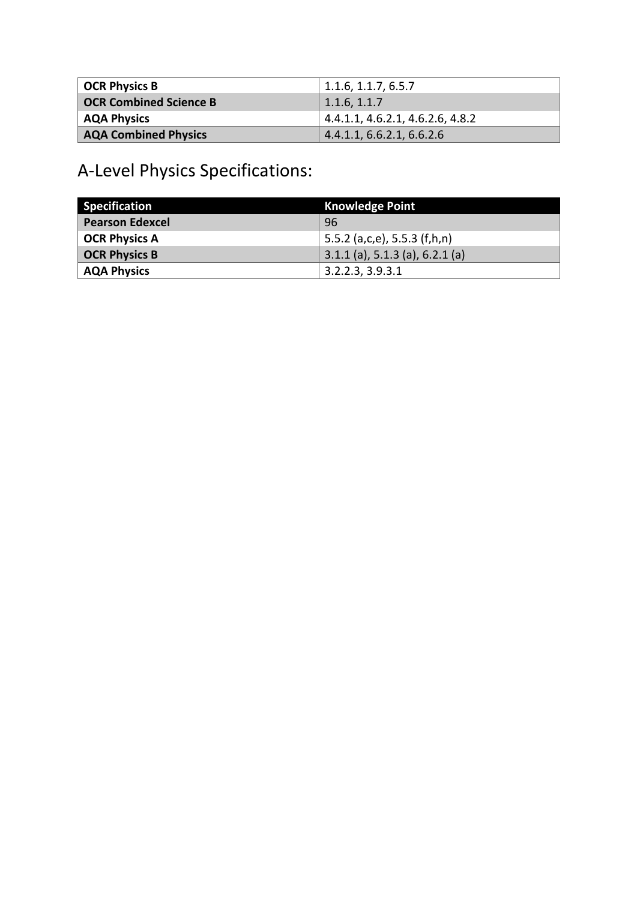| | |
|---|---|
| **OCR Physics B** | 1.1.6, 1.1.7, 6.5.7 |
| **OCR Combined Science B** | 1.1.6, 1.1.7 |
| **AQA Physics** | 4.4.1.1, 4.6.2.1, 4.6.2.6, 4.8.2 |
| **AQA Combined Physics** | 4.4.1.1, 6.6.2.1, 6.6.2.6 |

# A-Level Physics Specifications:

| Specification | Knowledge Point |
|---|---|
| **Pearson Edexcel** | 96 |
| **OCR Physics A** | 5.5.2 (a,c,e), 5.5.3 (f,h,n) |
| **OCR Physics B** | 3.1.1 (a), 5.1.3 (a), 6.2.1 (a) |
| **AQA Physics** | 3.2.2.3, 3.9.3.1 |